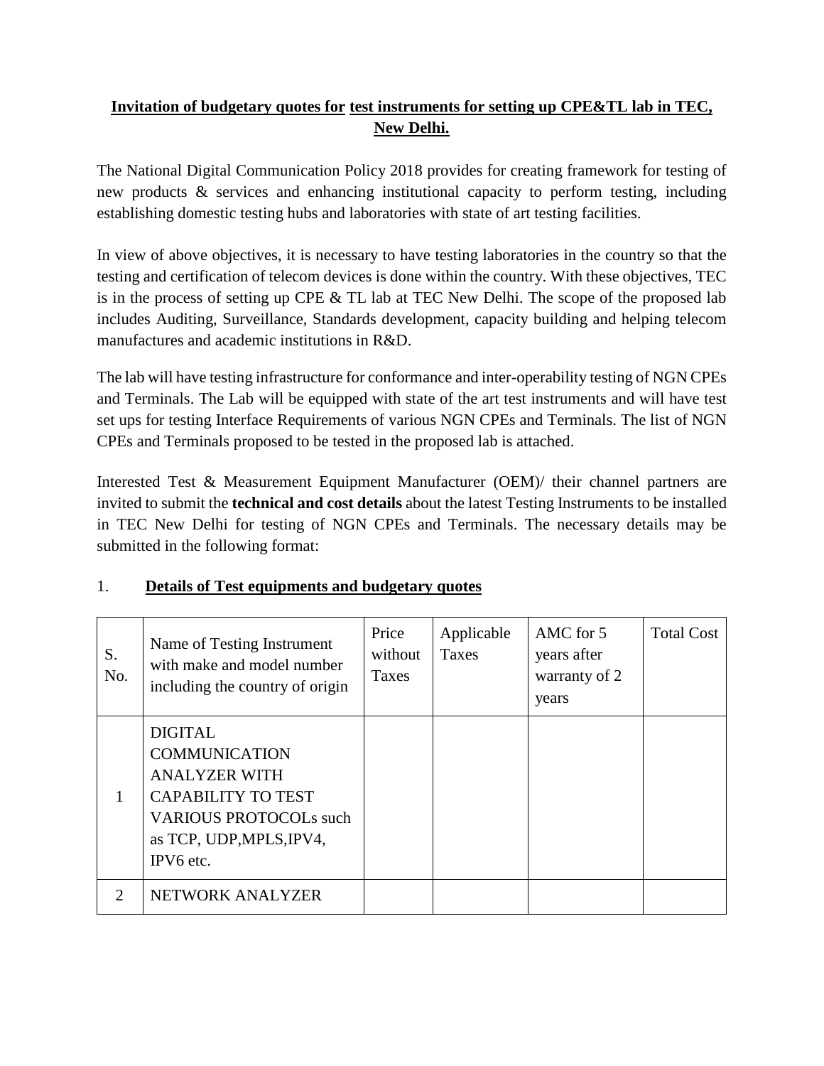**<u>Invitation of budgetary quotes for</u> <u>test instruments for setting up CPE&TL lab in TEC, New Delhi.</u>**

The National Digital Communication Policy 2018 provides for creating framework for testing of new products & services and enhancing institutional capacity to perform testing, including establishing domestic testing hubs and laboratories with state of art testing facilities.

In view of above objectives, it is necessary to have testing laboratories in the country so that the testing and certification of telecom devices is done within the country. With these objectives, TEC is in the process of setting up CPE & TL lab at TEC New Delhi. The scope of the proposed lab includes Auditing, Surveillance, Standards development, capacity building and helping telecom manufactures and academic institutions in R&D.

The lab will have testing infrastructure for conformance and inter-operability testing of NGN CPEs and Terminals. The Lab will be equipped with state of the art test instruments and will have test set ups for testing Interface Requirements of various NGN CPEs and Terminals. The list of NGN CPEs and Terminals proposed to be tested in the proposed lab is attached.

Interested Test & Measurement Equipment Manufacturer (OEM)/ their channel partners are invited to submit the **technical and cost details** about the latest Testing Instruments to be installed in TEC New Delhi for testing of NGN CPEs and Terminals. The necessary details may be submitted in the following format:

1. **<u>Details of Test equipments and budgetary quotes</u>**

| S. No. | Name of Testing Instrument with make and model number including the country of origin | Price without Taxes | Applicable Taxes | AMC for 5 years after warranty of 2 years | Total Cost |
|---|---|---|---|---|---|
| 1 | DIGITAL COMMUNICATION ANALYZER WITH CAPABILITY TO TEST VARIOUS PROTOCOLs such as TCP, UDP,MPLS,IPV4, IPV6 etc. | | | | |
| 2 | NETWORK ANALYZER | | | | |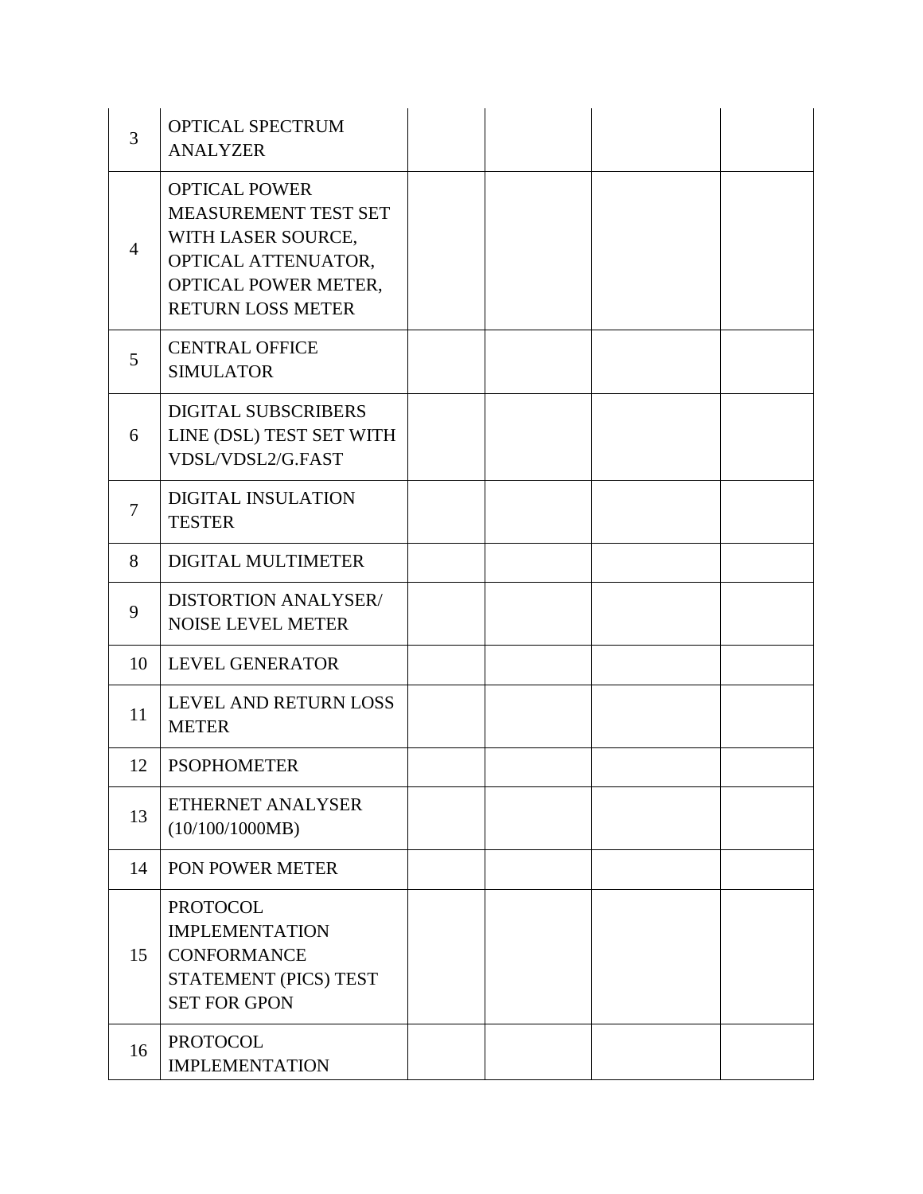| 3 | OPTICAL SPECTRUM ANALYZER | | | | |
|---|---|---|---|---|---|
| 4 | OPTICAL POWER MEASUREMENT TEST SET WITH LASER SOURCE, OPTICAL ATTENUATOR, OPTICAL POWER METER, RETURN LOSS METER | | | | |
| 5 | CENTRAL OFFICE SIMULATOR | | | | |
| 6 | DIGITAL SUBSCRIBERS LINE (DSL) TEST SET WITH VDSL/VDSL2/G.FAST | | | | |
| 7 | DIGITAL INSULATION TESTER | | | | |
| 8 | DIGITAL MULTIMETER | | | | |
| 9 | DISTORTION ANALYSER/ NOISE LEVEL METER | | | | |
| 10 | LEVEL GENERATOR | | | | |
| 11 | LEVEL AND RETURN LOSS METER | | | | |
| 12 | PSOPHOMETER | | | | |
| 13 | ETHERNET ANALYSER (10/100/1000MB) | | | | |
| 14 | PON POWER METER | | | | |
| 15 | PROTOCOL IMPLEMENTATION CONFORMANCE STATEMENT (PICS) TEST SET FOR GPON | | | | |
| 16 | PROTOCOL IMPLEMENTATION | | | | |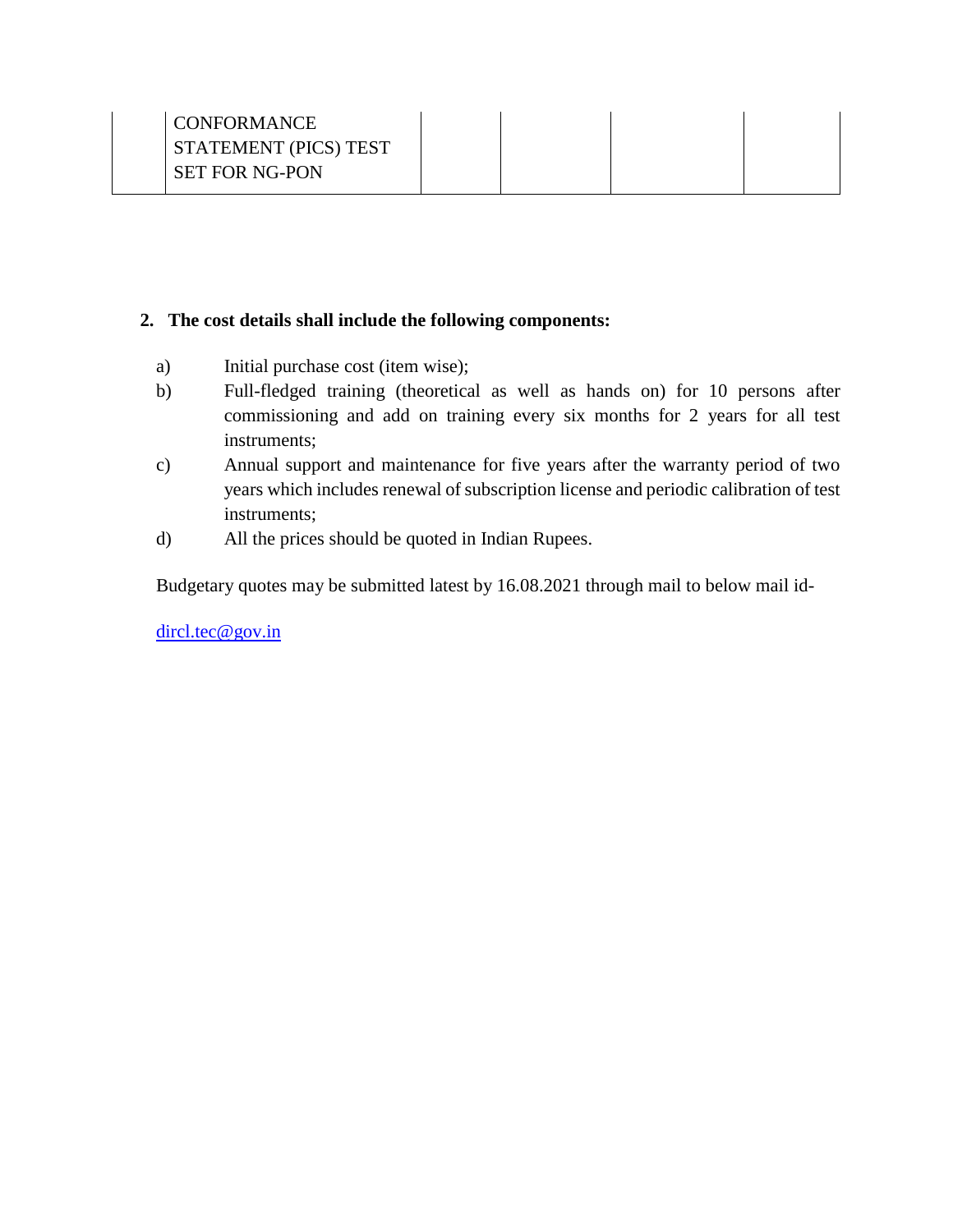| | | | | | |
|---|---|---|---|---|---|
| | CONFORMANCE STATEMENT (PICS) TEST SET FOR NG-PON | | | | |

**2. The cost details shall include the following components:**

a) Initial purchase cost (item wise);

b) Full-fledged training (theoretical as well as hands on) for 10 persons after commissioning and add on training every six months for 2 years for all test instruments;

c) Annual support and maintenance for five years after the warranty period of two years which includes renewal of subscription license and periodic calibration of test instruments;

d) All the prices should be quoted in Indian Rupees.

Budgetary quotes may be submitted latest by 16.08.2021 through mail to below mail id-

dircl.tec@gov.in